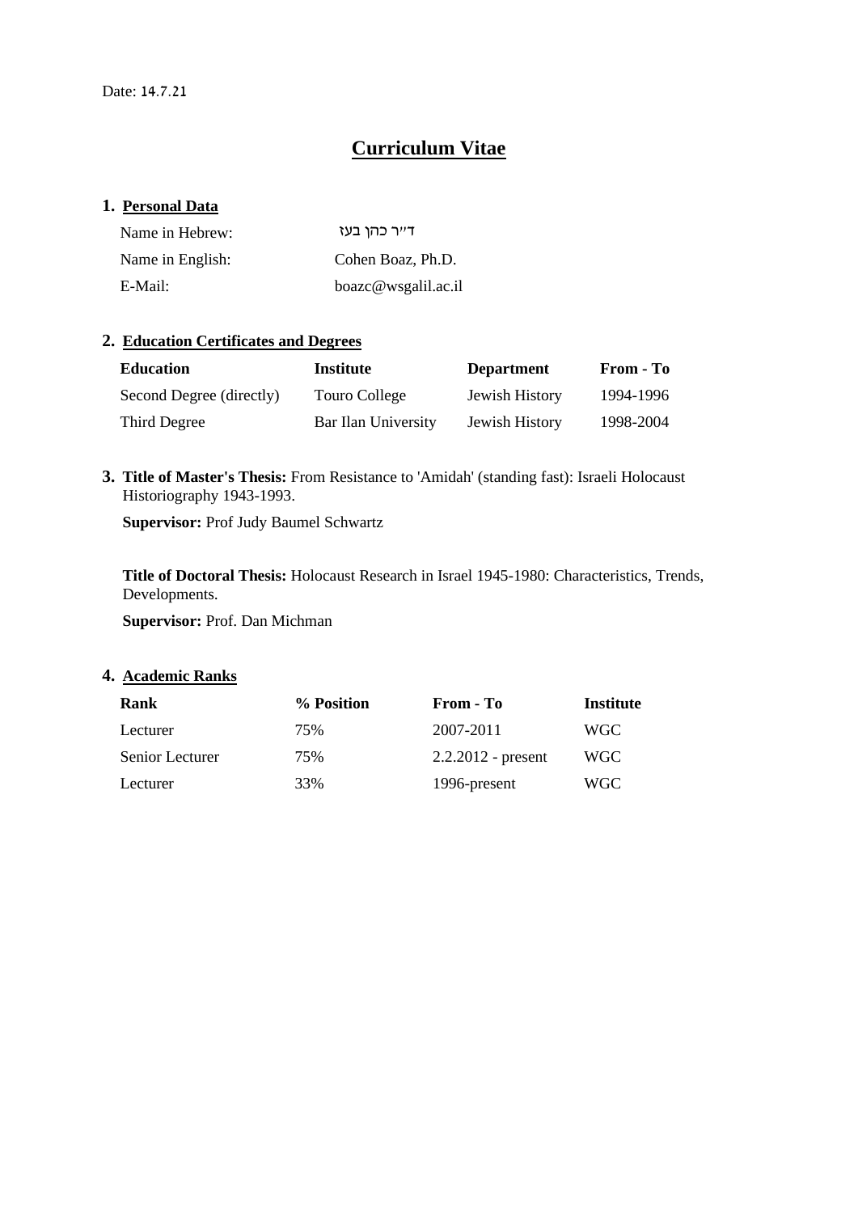Date: 14.7.21

# Curriculum Vitae

## 1. Personal Data

| | |
|---|---|
| Name in Hebrew: | ד"ר כהן בעז |
| Name in English: | Cohen Boaz, Ph.D. |
| E-Mail: | boazc@wsgalil.ac.il |

## 2. Education Certificates and Degrees

| Education | Institute | Department | From - To |
|---|---|---|---|
| Second Degree (directly) | Touro College | Jewish History | 1994-1996 |
| Third Degree | Bar Ilan University | Jewish History | 1998-2004 |

## 3. Title of Master's Thesis:

**Title of Master's Thesis:** From Resistance to 'Amidah' (standing fast): Israeli Holocaust Historiography 1943-1993.

**Supervisor:** Prof Judy Baumel Schwartz

**Title of Doctoral Thesis:** Holocaust Research in Israel 1945-1980: Characteristics, Trends, Developments.

**Supervisor:** Prof. Dan Michman

## 4. Academic Ranks

| Rank | % Position | From - To | Institute |
|---|---|---|---|
| Lecturer | 75% | 2007-2011 | WGC |
| Senior Lecturer | 75% | 2.2.2012 - present | WGC |
| Lecturer | 33% | 1996-present | WGC |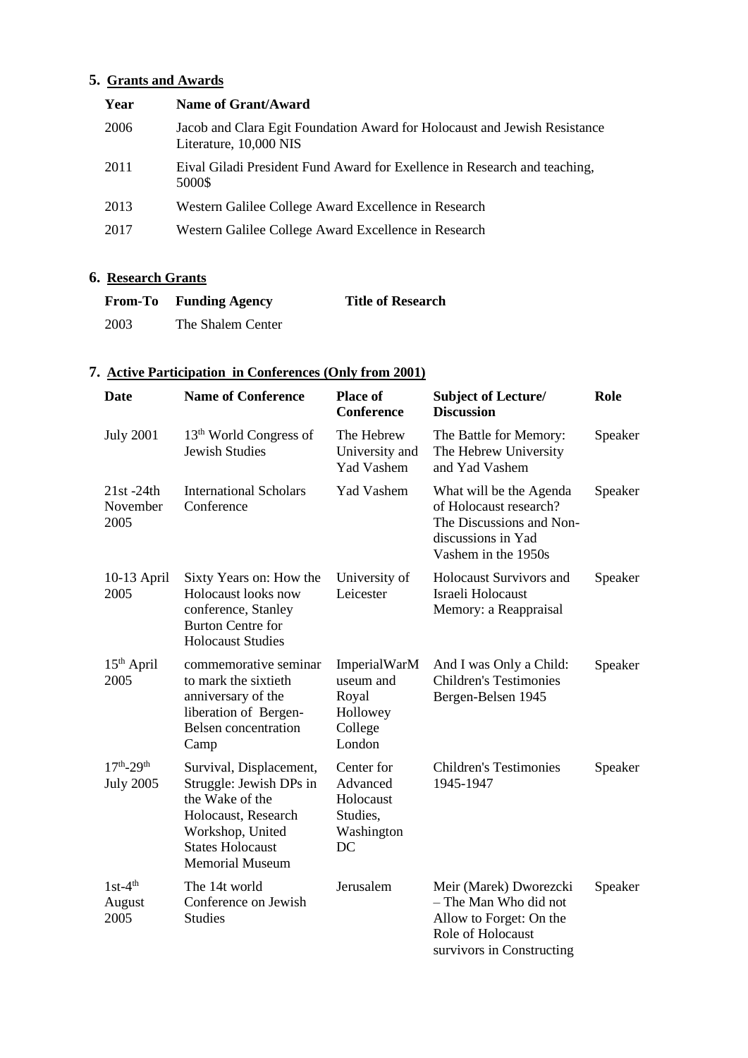## 5. Grants and Awards

| Year | Name of Grant/Award |
|---|---|
| 2006 | Jacob and Clara Egit Foundation Award for Holocaust and Jewish Resistance Literature, 10,000 NIS |
| 2011 | Eival Giladi President Fund Award for Exellence in Research and teaching, 5000$ |
| 2013 | Western Galilee College Award Excellence in Research |
| 2017 | Western Galilee College Award Excellence in Research |

## 6. Research Grants

| From-To | Funding Agency | Title of Research |
|---|---|---|
| 2003 | The Shalem Center | |

## 7. Active Participation in Conferences (Only from 2001)

| Date | Name of Conference | Place of Conference | Subject of Lecture/ Discussion | Role |
|---|---|---|---|---|
| July 2001 | 13th World Congress of Jewish Studies | The Hebrew University and Yad Vashem | The Battle for Memory: The Hebrew University and Yad Vashem | Speaker |
| 21st -24th November 2005 | International Scholars Conference | Yad Vashem | What will be the Agenda of Holocaust research? The Discussions and Non-discussions in Yad Vashem in the 1950s | Speaker |
| 10-13 April 2005 | Sixty Years on: How the Holocaust looks now conference, Stanley Burton Centre for Holocaust Studies | University of Leicester | Holocaust Survivors and Israeli Holocaust Memory: a Reappraisal | Speaker |
| 15th April 2005 | commemorative seminar to mark the sixtieth anniversary of the liberation of Bergen-Belsen concentration Camp | ImperialWarMuseum and Royal Hollowey College London | And I was Only a Child: Children's Testimonies Bergen-Belsen 1945 | Speaker |
| 17th-29th July 2005 | Survival, Displacement, Struggle: Jewish DPs in the Wake of the Holocaust, Research Workshop, United States Holocaust Memorial Museum | Center for Advanced Holocaust Studies, Washington DC | Children's Testimonies 1945-1947 | Speaker |
| 1st-4th August 2005 | The 14t world Conference on Jewish Studies | Jerusalem | Meir (Marek) Dworezcki – The Man Who did not Allow to Forget: On the Role of Holocaust survivors in Constructing | Speaker |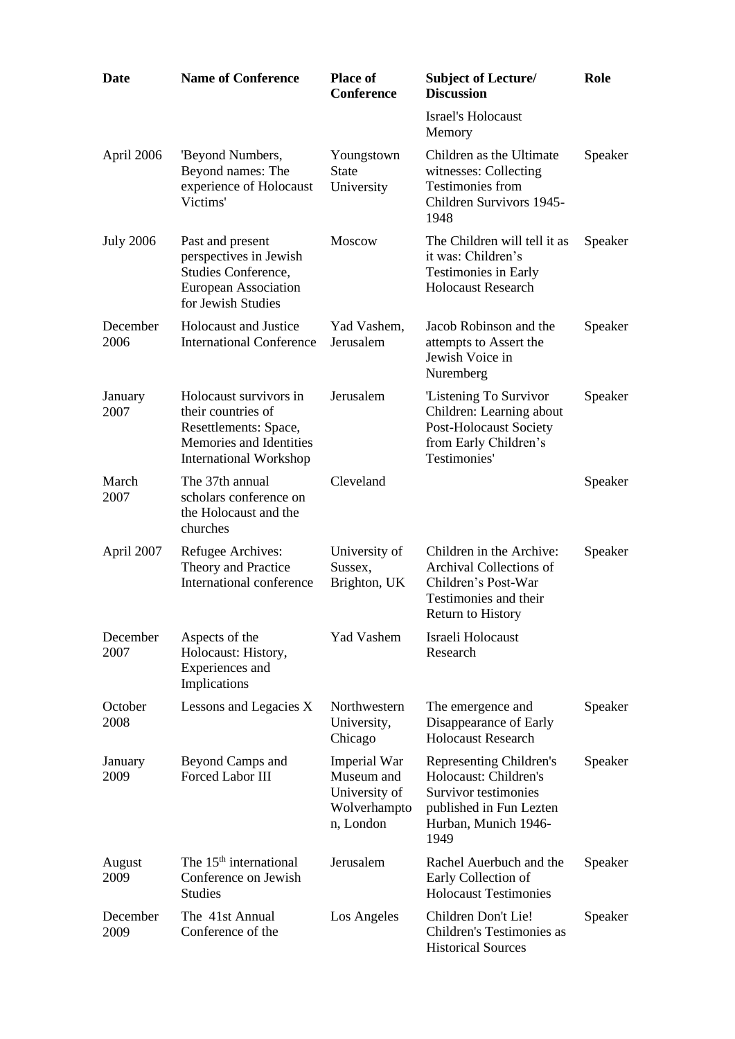| Date | Name of Conference | Place of Conference | Subject of Lecture/ Discussion | Role |
|---|---|---|---|---|
| | | | Israel's Holocaust Memory | |
| April 2006 | 'Beyond Numbers, Beyond names: The experience of Holocaust Victims' | Youngstown State University | Children as the Ultimate witnesses: Collecting Testimonies from Children Survivors 1945-1948 | Speaker |
| July 2006 | Past and present perspectives in Jewish Studies Conference, European Association for Jewish Studies | Moscow | The Children will tell it as it was: Children’s Testimonies in Early Holocaust Research | Speaker |
| December 2006 | Holocaust and Justice International Conference | Yad Vashem, Jerusalem | Jacob Robinson and the attempts to Assert the Jewish Voice in Nuremberg | Speaker |
| January 2007 | Holocaust survivors in their countries of Resettlements: Space, Memories and Identities International Workshop | Jerusalem | 'Listening To Survivor Children: Learning about Post-Holocaust Society from Early Children’s Testimonies' | Speaker |
| March 2007 | The 37th annual scholars conference on the Holocaust and the churches | Cleveland | | Speaker |
| April 2007 | Refugee Archives: Theory and Practice International conference | University of Sussex, Brighton, UK | Children in the Archive: Archival Collections of Children’s Post-War Testimonies and their Return to History | Speaker |
| December 2007 | Aspects of the Holocaust: History, Experiences and Implications | Yad Vashem | Israeli Holocaust Research | |
| October 2008 | Lessons and Legacies X | Northwestern University, Chicago | The emergence and Disappearance of Early Holocaust Research | Speaker |
| January 2009 | Beyond Camps and Forced Labor III | Imperial War Museum and University of Wolverhampton, London | Representing Children's Holocaust: Children's Survivor testimonies published in Fun Lezten Hurban, Munich 1946-1949 | Speaker |
| August 2009 | The 15th international Conference on Jewish Studies | Jerusalem | Rachel Auerbuch and the Early Collection of Holocaust Testimonies | Speaker |
| December 2009 | The 41st Annual Conference of the | Los Angeles | Children Don't Lie! Children's Testimonies as Historical Sources | Speaker |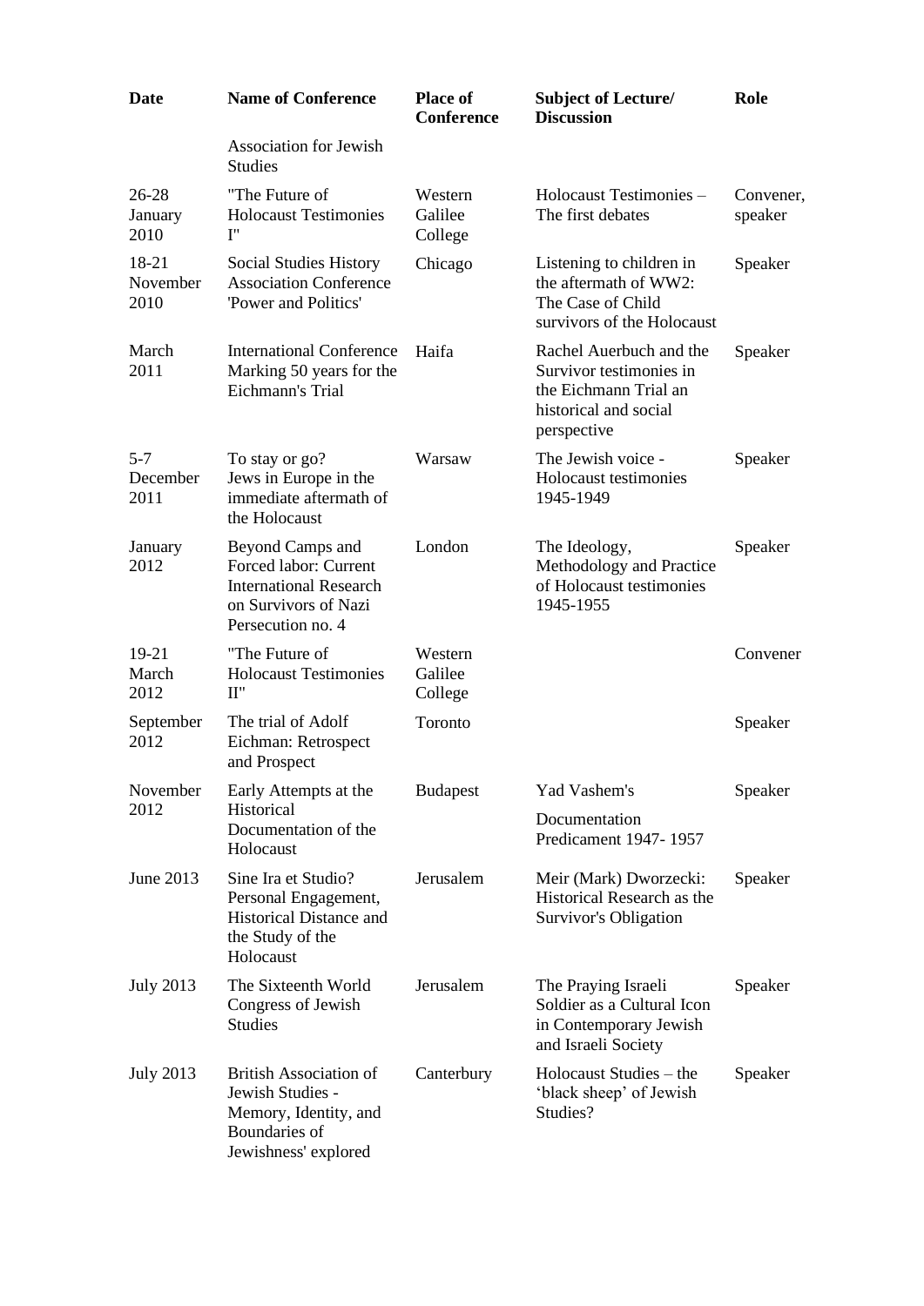| Date | Name of Conference | Place of Conference | Subject of Lecture/ Discussion | Role |
|---|---|---|---|---|
| | Association for Jewish Studies | | | |
| 26-28 January 2010 | "The Future of Holocaust Testimonies I" | Western Galilee College | Holocaust Testimonies – The first debates | Convener, speaker |
| 18-21 November 2010 | Social Studies History Association Conference 'Power and Politics' | Chicago | Listening to children in the aftermath of WW2: The Case of Child survivors of the Holocaust | Speaker |
| March 2011 | International Conference Marking 50 years for the Eichmann's Trial | Haifa | Rachel Auerbuch and the Survivor testimonies in the Eichmann Trial an historical and social perspective | Speaker |
| 5-7 December 2011 | To stay or go? Jews in Europe in the immediate aftermath of the Holocaust | Warsaw | The Jewish voice - Holocaust testimonies 1945-1949 | Speaker |
| January 2012 | Beyond Camps and Forced labor: Current International Research on Survivors of Nazi Persecution no. 4 | London | The Ideology, Methodology and Practice of Holocaust testimonies 1945-1955 | Speaker |
| 19-21 March 2012 | "The Future of Holocaust Testimonies II" | Western Galilee College | | Convener |
| September 2012 | The trial of Adolf Eichman: Retrospect and Prospect | Toronto | | Speaker |
| November 2012 | Early Attempts at the Historical Documentation of the Holocaust | Budapest | Yad Vashem's Documentation Predicament 1947- 1957 | Speaker |
| June 2013 | Sine Ira et Studio? Personal Engagement, Historical Distance and the Study of the Holocaust | Jerusalem | Meir (Mark) Dworzecki: Historical Research as the Survivor's Obligation | Speaker |
| July 2013 | The Sixteenth World Congress of Jewish Studies | Jerusalem | The Praying Israeli Soldier as a Cultural Icon in Contemporary Jewish and Israeli Society | Speaker |
| July 2013 | British Association of Jewish Studies - Memory, Identity, and Boundaries of Jewishness' explored | Canterbury | Holocaust Studies – the 'black sheep' of Jewish Studies? | Speaker |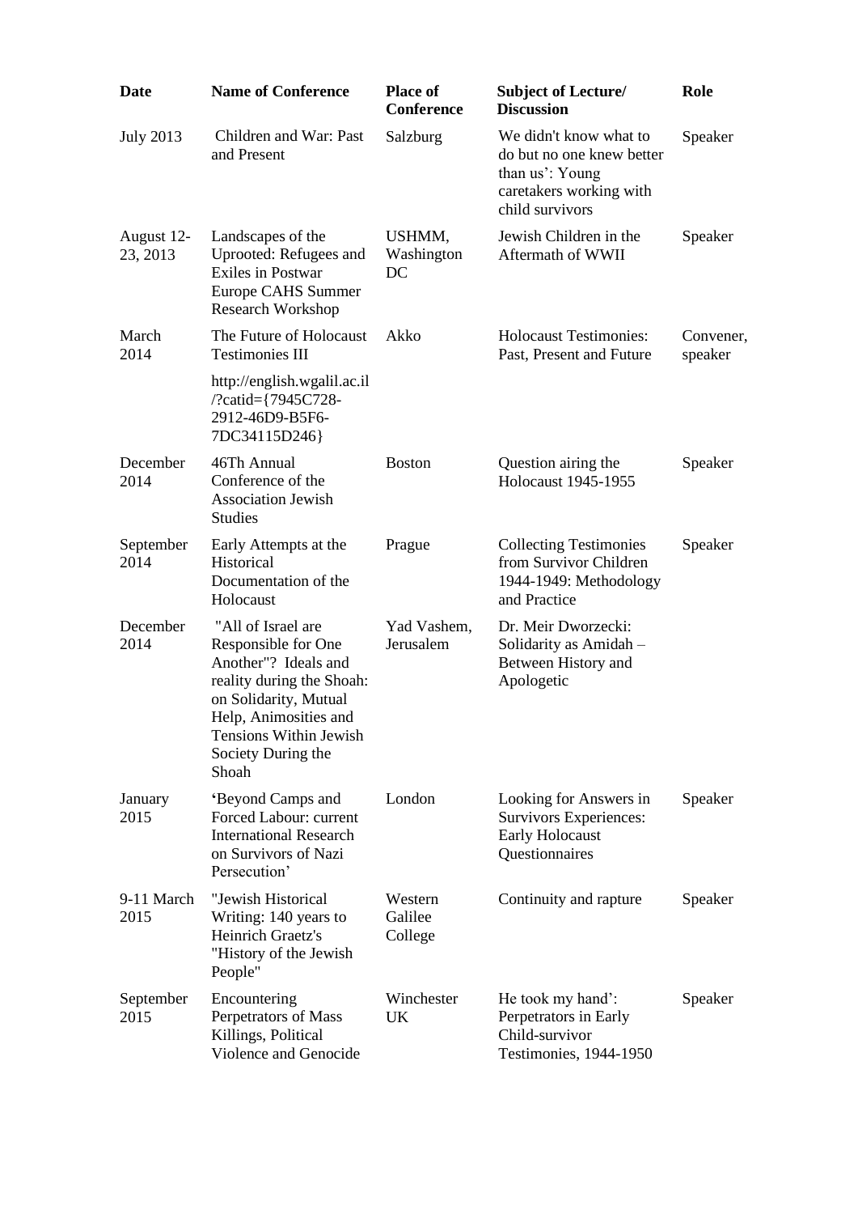| Date | Name of Conference | Place of Conference | Subject of Lecture/ Discussion | Role |
|---|---|---|---|---|
| July 2013 | Children and War: Past and Present | Salzburg | We didn't know what to do but no one knew better than us': Young caretakers working with child survivors | Speaker |
| August 12-23, 2013 | Landscapes of the Uprooted: Refugees and Exiles in Postwar Europe CAHS Summer Research Workshop | USHMM, Washington DC | Jewish Children in the Aftermath of WWII | Speaker |
| March 2014 | The Future of Holocaust Testimonies III http://english.wgalil.ac.il/?catid={7945C728-2912-46D9-B5F6-7DC34115D246} | Akko | Holocaust Testimonies: Past, Present and Future | Convener, speaker |
| December 2014 | 46Th Annual Conference of the Association Jewish Studies | Boston | Question airing the Holocaust 1945-1955 | Speaker |
| September 2014 | Early Attempts at the Historical Documentation of the Holocaust | Prague | Collecting Testimonies from Survivor Children 1944-1949: Methodology and Practice | Speaker |
| December 2014 | "All of Israel are Responsible for One Another"? Ideals and reality during the Shoah: on Solidarity, Mutual Help, Animosities and Tensions Within Jewish Society During the Shoah | Yad Vashem, Jerusalem | Dr. Meir Dworzecki: Solidarity as Amidah – Between History and Apologetic | |
| January 2015 | 'Beyond Camps and Forced Labour: current International Research on Survivors of Nazi Persecution' | London | Looking for Answers in Survivors Experiences: Early Holocaust Questionnaires | Speaker |
| 9-11 March 2015 | "Jewish Historical Writing: 140 years to Heinrich Graetz's "History of the Jewish People" | Western Galilee College | Continuity and rapture | Speaker |
| September 2015 | Encountering Perpetrators of Mass Killings, Political Violence and Genocide | Winchester UK | He took my hand': Perpetrators in Early Child-survivor Testimonies, 1944-1950 | Speaker |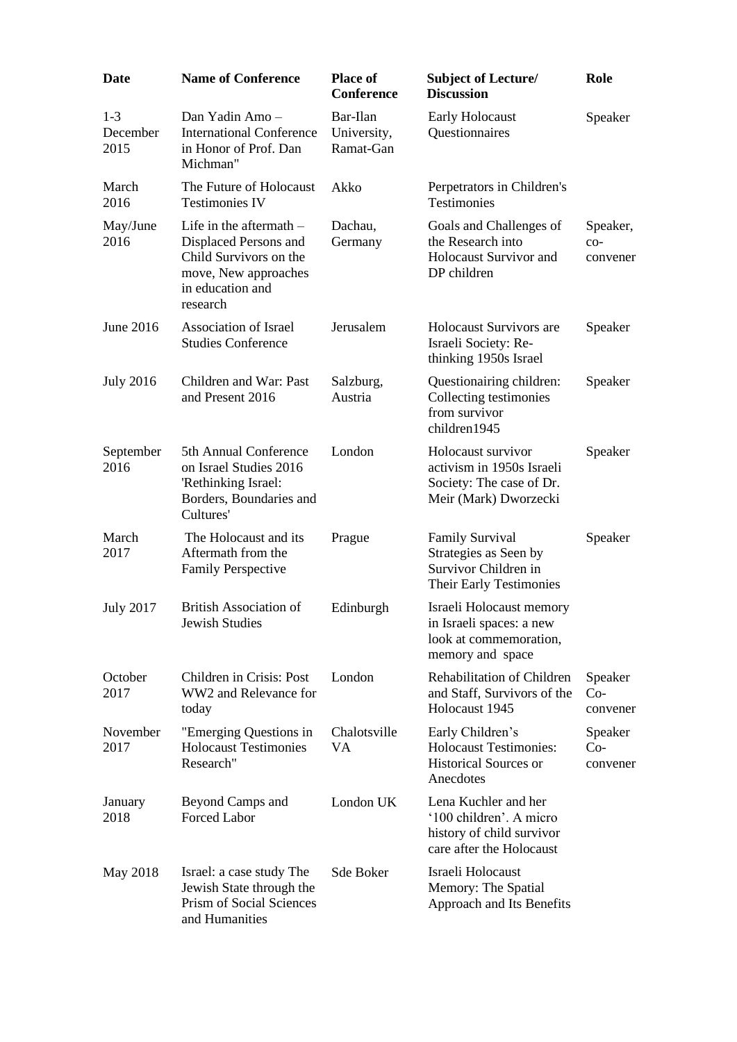| Date | Name of Conference | Place of Conference | Subject of Lecture/ Discussion | Role |
|---|---|---|---|---|
| 1-3 December 2015 | Dan Yadin Amo – International Conference in Honor of Prof. Dan Michman" | Bar-Ilan University, Ramat-Gan | Early Holocaust Questionnaires | Speaker |
| March 2016 | The Future of Holocaust Testimonies IV | Akko | Perpetrators in Children's Testimonies | |
| May/June 2016 | Life in the aftermath – Displaced Persons and Child Survivors on the move, New approaches in education and research | Dachau, Germany | Goals and Challenges of the Research into Holocaust Survivor and DP children | Speaker, co-convener |
| June 2016 | Association of Israel Studies Conference | Jerusalem | Holocaust Survivors are Israeli Society: Re-thinking 1950s Israel | Speaker |
| July 2016 | Children and War: Past and Present 2016 | Salzburg, Austria | Questionairing children: Collecting testimonies from survivor children1945 | Speaker |
| September 2016 | 5th Annual Conference on Israel Studies 2016 'Rethinking Israel: Borders, Boundaries and Cultures' | London | Holocaust survivor activism in 1950s Israeli Society: The case of Dr. Meir (Mark) Dworzecki | Speaker |
| March 2017 | The Holocaust and its Aftermath from the Family Perspective | Prague | Family Survival Strategies as Seen by Survivor Children in Their Early Testimonies | Speaker |
| July 2017 | British Association of Jewish Studies | Edinburgh | Israeli Holocaust memory in Israeli spaces: a new look at commemoration, memory and space | |
| October 2017 | Children in Crisis: Post WW2 and Relevance for today | London | Rehabilitation of Children and Staff, Survivors of the Holocaust 1945 | Speaker Co-convener |
| November 2017 | "Emerging Questions in Holocaust Testimonies Research" | Chalotsville VA | Early Children's Holocaust Testimonies: Historical Sources or Anecdotes | Speaker Co-convener |
| January 2018 | Beyond Camps and Forced Labor | London UK | Lena Kuchler and her '100 children'. A micro history of child survivor care after the Holocaust | |
| May 2018 | Israel: a case study The Jewish State through the Prism of Social Sciences and Humanities | Sde Boker | Israeli Holocaust Memory: The Spatial Approach and Its Benefits | |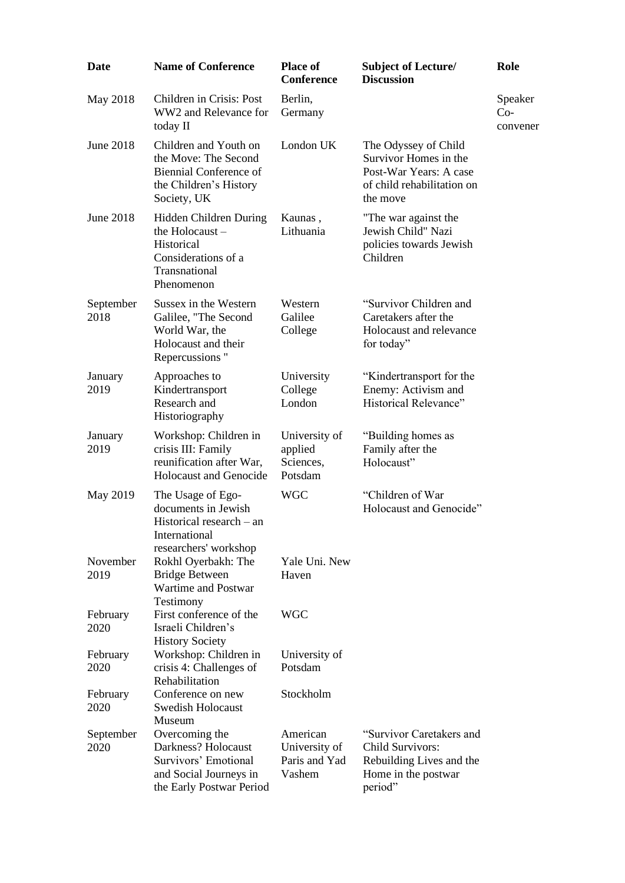| Date | Name of Conference | Place of Conference | Subject of Lecture/ Discussion | Role |
|---|---|---|---|---|
| May 2018 | Children in Crisis: Post WW2 and Relevance for today II | Berlin, Germany | | Speaker Co-convener |
| June 2018 | Children and Youth on the Move: The Second Biennial Conference of the Children's History Society, UK | London UK | The Odyssey of Child Survivor Homes in the Post-War Years: A case of child rehabilitation on the move | |
| June 2018 | Hidden Children During the Holocaust – Historical Considerations of a Transnational Phenomenon | Kaunas , Lithuania | "The war against the Jewish Child" Nazi policies towards Jewish Children | |
| September 2018 | Sussex in the Western Galilee, "The Second World War, the Holocaust and their Repercussions " | Western Galilee College | "Survivor Children and Caretakers after the Holocaust and relevance for today" | |
| January 2019 | Approaches to Kindertransport Research and Historiography | University College London | "Kindertransport for the Enemy: Activism and Historical Relevance" | |
| January 2019 | Workshop: Children in crisis III: Family reunification after War, Holocaust and Genocide | University of applied Sciences, Potsdam | "Building homes as Family after the Holocaust" | |
| May 2019 | The Usage of Ego-documents in Jewish Historical research – an International researchers' workshop | WGC | "Children of War Holocaust and Genocide" | |
| November 2019 | Rokhl Oyerbakh: The Bridge Between Wartime and Postwar Testimony | Yale Uni. New Haven | | |
| February 2020 | First conference of the Israeli Children's History Society | WGC | | |
| February 2020 | Workshop: Children in crisis 4: Challenges of Rehabilitation | University of Potsdam | | |
| February 2020 | Conference on new Swedish Holocaust Museum | Stockholm | | |
| September 2020 | Overcoming the Darkness? Holocaust Survivors' Emotional and Social Journeys in the Early Postwar Period | American University of Paris and Yad Vashem | "Survivor Caretakers and Child Survivors: Rebuilding Lives and the Home in the postwar period" | |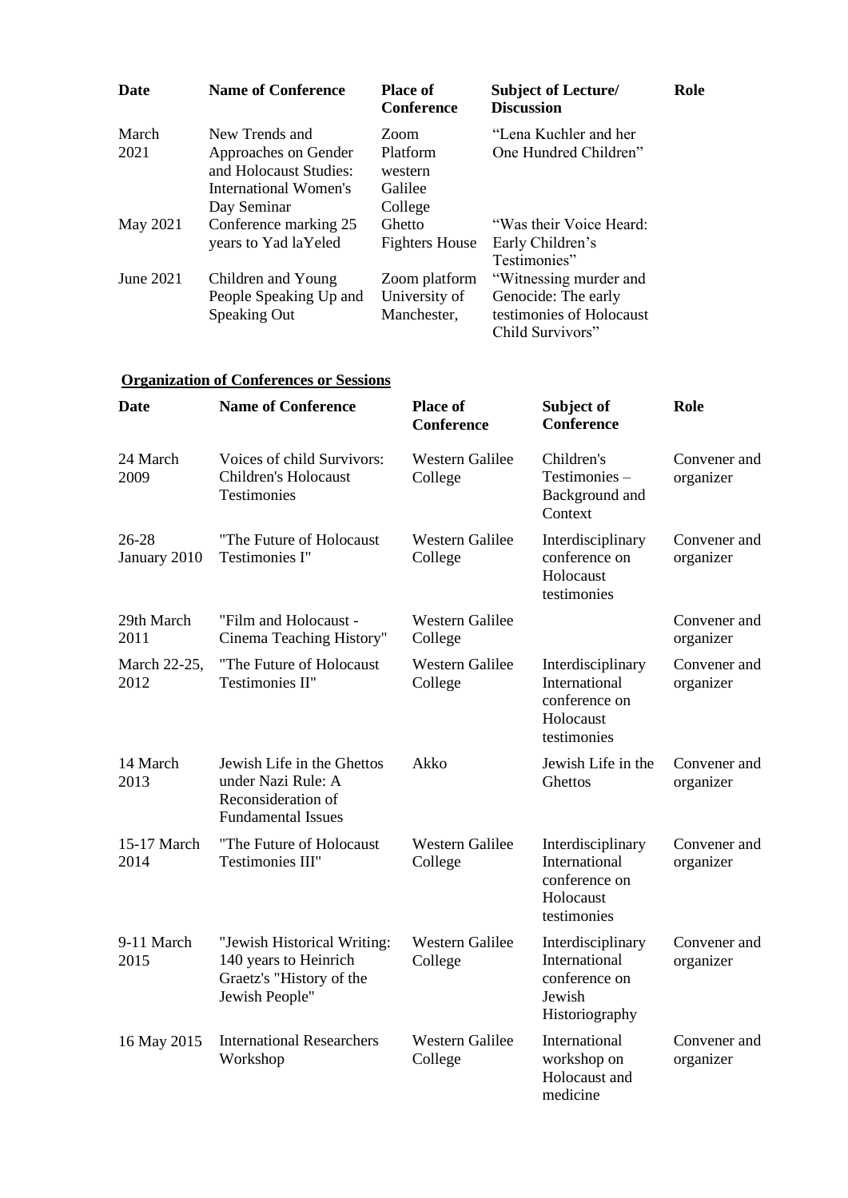| Date | Name of Conference | Place of Conference | Subject of Lecture/ Discussion | Role |
|---|---|---|---|---|
| March 2021 | New Trends and Approaches on Gender and Holocaust Studies: International Women's Day Seminar | Zoom Platform western Galilee College | "Lena Kuchler and her One Hundred Children" | |
| May 2021 | Conference marking 25 years to Yad laYeled | Ghetto Fighters House | "Was their Voice Heard: Early Children's Testimonies" | |
| June 2021 | Children and Young People Speaking Up and Speaking Out | Zoom platform University of Manchester, | "Witnessing murder and Genocide: The early testimonies of Holocaust Child Survivors" | |

**Organization of Conferences or Sessions**

| Date | Name of Conference | Place of Conference | Subject of Conference | Role |
|---|---|---|---|---|
| 24 March 2009 | Voices of child Survivors: Children's Holocaust Testimonies | Western Galilee College | Children's Testimonies – Background and Context | Convener and organizer |
| 26-28 January 2010 | "The Future of Holocaust Testimonies I" | Western Galilee College | Interdisciplinary conference on Holocaust testimonies | Convener and organizer |
| 29th March 2011 | "Film and Holocaust - Cinema Teaching History" | Western Galilee College | | Convener and organizer |
| March 22-25, 2012 | "The Future of Holocaust Testimonies II" | Western Galilee College | Interdisciplinary International conference on Holocaust testimonies | Convener and organizer |
| 14 March 2013 | Jewish Life in the Ghettos under Nazi Rule: A Reconsideration of Fundamental Issues | Akko | Jewish Life in the Ghettos | Convener and organizer |
| 15-17 March 2014 | "The Future of Holocaust Testimonies III" | Western Galilee College | Interdisciplinary International conference on Holocaust testimonies | Convener and organizer |
| 9-11 March 2015 | "Jewish Historical Writing: 140 years to Heinrich Graetz's "History of the Jewish People" | Western Galilee College | Interdisciplinary International conference on Jewish Historiography | Convener and organizer |
| 16 May 2015 | International Researchers Workshop | Western Galilee College | International workshop on Holocaust and medicine | Convener and organizer |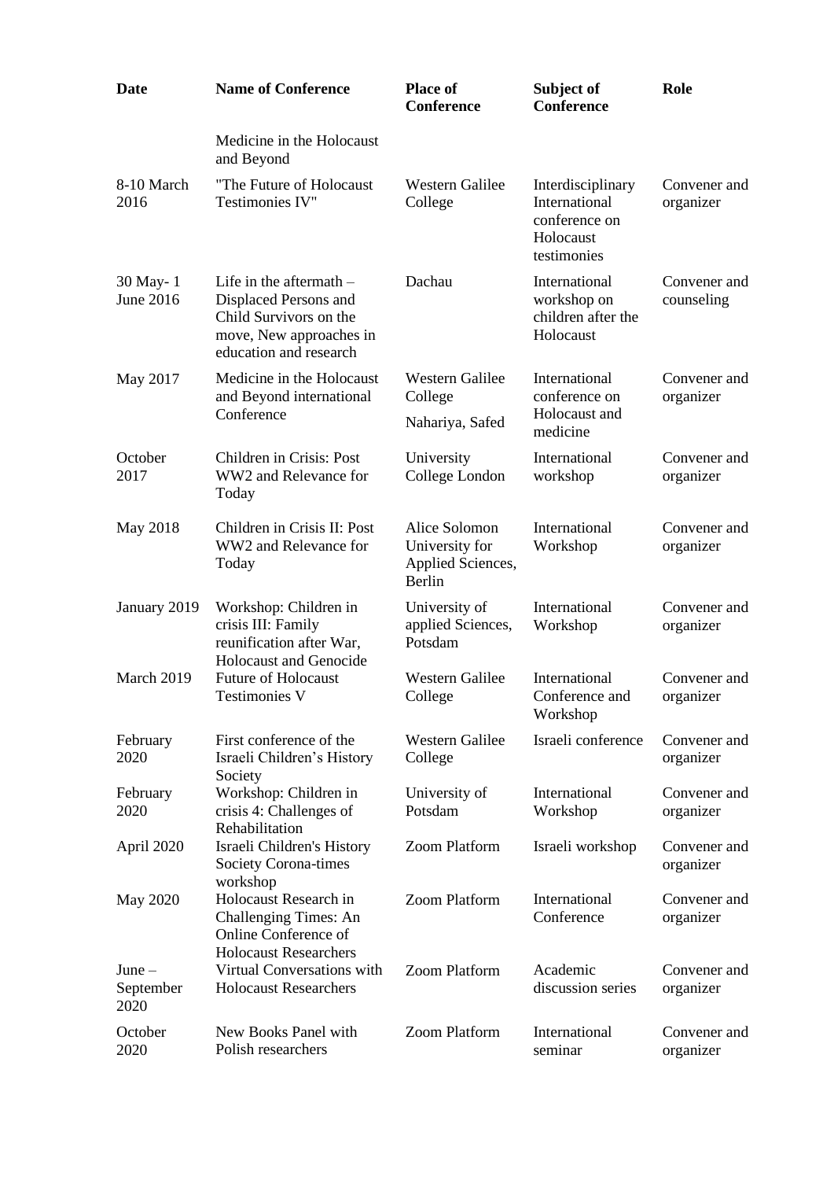| Date | Name of Conference | Place of Conference | Subject of Conference | Role |
|---|---|---|---|---|
| | Medicine in the Holocaust and Beyond | | | |
| 8-10 March 2016 | "The Future of Holocaust Testimonies IV" | Western Galilee College | Interdisciplinary International conference on Holocaust testimonies | Convener and organizer |
| 30 May- 1 June 2016 | Life in the aftermath – Displaced Persons and Child Survivors on the move, New approaches in education and research | Dachau | International workshop on children after the Holocaust | Convener and counseling |
| May 2017 | Medicine in the Holocaust and Beyond international Conference | Western Galilee College<br>Nahariya, Safed | International conference on Holocaust and medicine | Convener and organizer |
| October 2017 | Children in Crisis: Post WW2 and Relevance for Today | University College London | International workshop | Convener and organizer |
| May 2018 | Children in Crisis II: Post WW2 and Relevance for Today | Alice Solomon University for Applied Sciences, Berlin | International Workshop | Convener and organizer |
| January 2019 | Workshop: Children in crisis III: Family reunification after War, Holocaust and Genocide | University of applied Sciences, Potsdam | International Workshop | Convener and organizer |
| March 2019 | Future of Holocaust Testimonies V | Western Galilee College | International Conference and Workshop | Convener and organizer |
| February 2020 | First conference of the Israeli Children's History Society | Western Galilee College | Israeli conference | Convener and organizer |
| February 2020 | Workshop: Children in crisis 4: Challenges of Rehabilitation | University of Potsdam | International Workshop | Convener and organizer |
| April 2020 | Israeli Children's History Society Corona-times workshop | Zoom Platform | Israeli workshop | Convener and organizer |
| May 2020 | Holocaust Research in Challenging Times: An Online Conference of Holocaust Researchers | Zoom Platform | International Conference | Convener and organizer |
| June – September 2020 | Virtual Conversations with Holocaust Researchers | Zoom Platform | Academic discussion series | Convener and organizer |
| October 2020 | New Books Panel with Polish researchers | Zoom Platform | International seminar | Convener and organizer |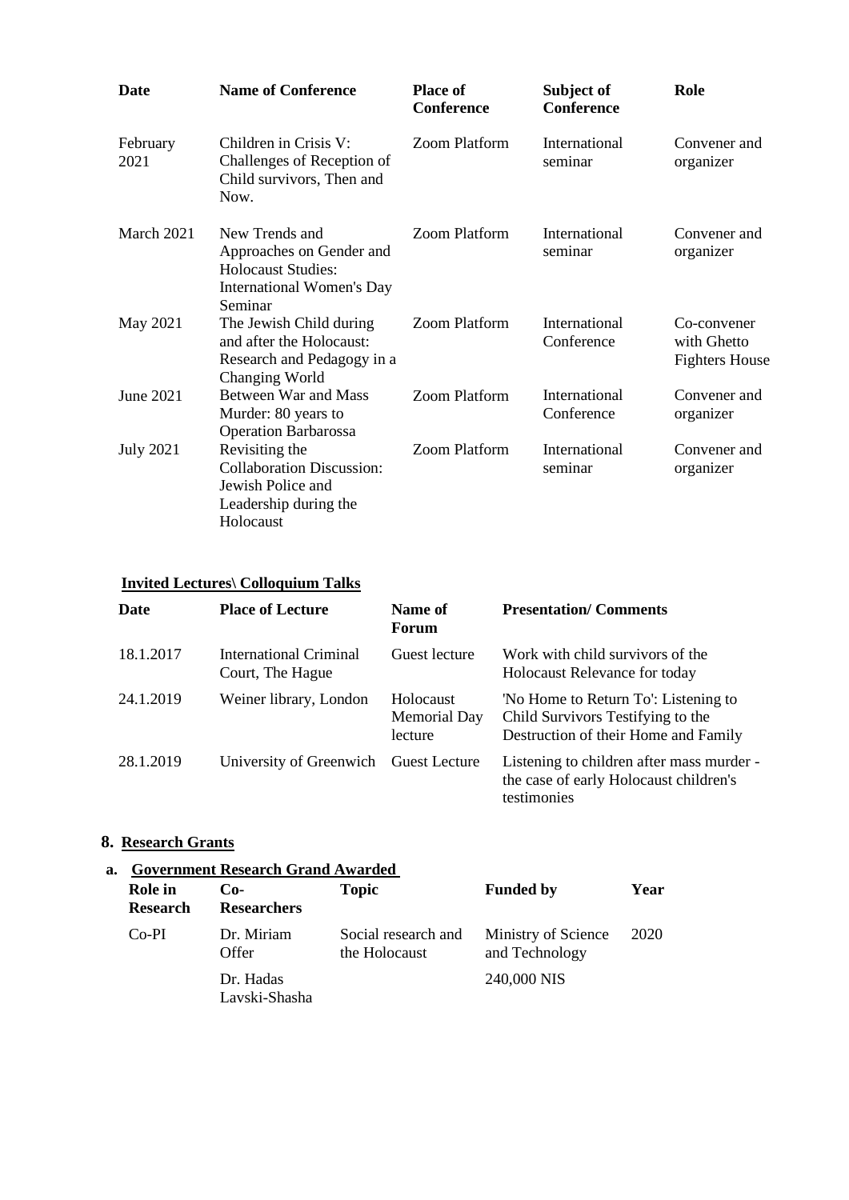| Date | Name of Conference | Place of Conference | Subject of Conference | Role |
|---|---|---|---|---|
| February 2021 | Children in Crisis V: Challenges of Reception of Child survivors, Then and Now. | Zoom Platform | International seminar | Convener and organizer |
| March 2021 | New Trends and Approaches on Gender and Holocaust Studies: International Women's Day Seminar | Zoom Platform | International seminar | Convener and organizer |
| May 2021 | The Jewish Child during and after the Holocaust: Research and Pedagogy in a Changing World | Zoom Platform | International Conference | Co-convener with Ghetto Fighters House |
| June 2021 | Between War and Mass Murder: 80 years to Operation Barbarossa | Zoom Platform | International Conference | Convener and organizer |
| July 2021 | Revisiting the Collaboration Discussion: Jewish Police and Leadership during the Holocaust | Zoom Platform | International seminar | Convener and organizer |

**Invited Lectures\ Colloquium Talks**

| Date | Place of Lecture | Name of Forum | Presentation/ Comments |
|---|---|---|---|
| 18.1.2017 | International Criminal Court, The Hague | Guest lecture | Work with child survivors of the Holocaust Relevance for today |
| 24.1.2019 | Weiner library, London | Holocaust Memorial Day lecture | 'No Home to Return To': Listening to Child Survivors Testifying to the Destruction of their Home and Family |
| 28.1.2019 | University of Greenwich | Guest Lecture | Listening to children after mass murder - the case of early Holocaust children's testimonies |

## 8. Research Grants

### a. Government Research Grand Awarded

| Role in Research | Co-Researchers | Topic | Funded by | Year |
|---|---|---|---|---|
| Co-PI | Dr. Miriam Offer | Social research and the Holocaust | Ministry of Science and Technology | 2020 |
| | Dr. Hadas Lavski-Shasha | | 240,000 NIS | |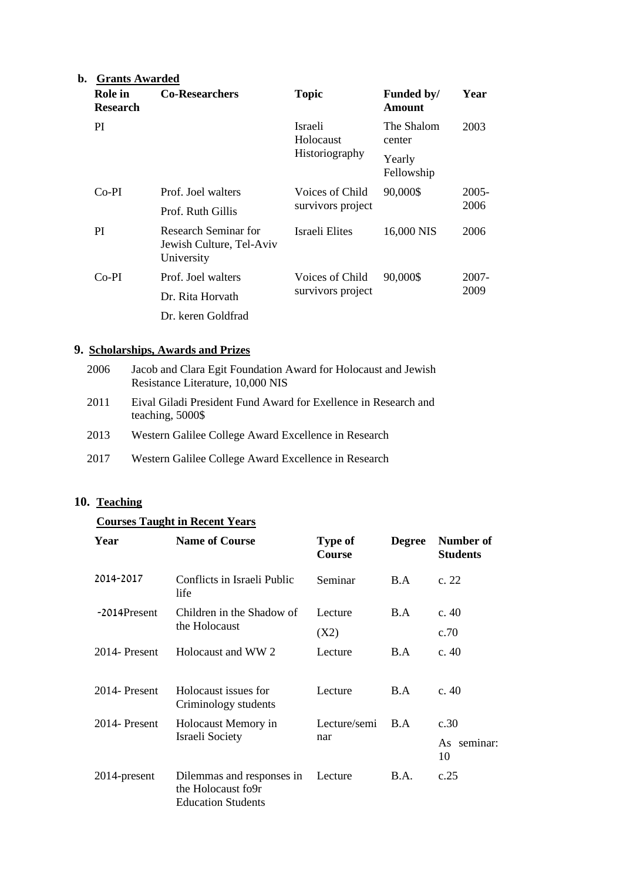**b. Grants Awarded**

| Role in Research | Co-Researchers | Topic | Funded by/ Amount | Year |
|---|---|---|---|---|
| PI | | Israeli Holocaust Historiography | The Shalom center<br>Yearly Fellowship | 2003 |
| Co-PI | Prof. Joel walters<br>Prof. Ruth Gillis | Voices of Child survivors project | 90,000$ | 2005-2006 |
| PI | Research Seminar for Jewish Culture, Tel-Aviv University | Israeli Elites | 16,000 NIS | 2006 |
| Co-PI | Prof. Joel walters<br>Dr. Rita Horvath<br>Dr. keren Goldfrad | Voices of Child survivors project | 90,000$ | 2007-2009 |

## 9. Scholarships, Awards and Prizes

| | |
|---|---|
| 2006 | Jacob and Clara Egit Foundation Award for Holocaust and Jewish Resistance Literature, 10,000 NIS |
| 2011 | Eival Giladi President Fund Award for Exellence in Research and teaching, 5000$ |
| 2013 | Western Galilee College Award Excellence in Research |
| 2017 | Western Galilee College Award Excellence in Research |

## 10. Teaching

**Courses Taught in Recent Years**

| Year | Name of Course | Type of Course | Degree | Number of Students |
|---|---|---|---|---|
| 2014-2017 | Conflicts in Israeli Public life | Seminar | B.A | c. 22 |
| -2014Present | Children in the Shadow of the Holocaust | Lecture<br>(X2) | B.A | c. 40<br>c.70 |
| 2014- Present | Holocaust and WW 2 | Lecture | B.A | c. 40 |
| 2014- Present | Holocaust issues for Criminology students | Lecture | B.A | c. 40 |
| 2014- Present | Holocaust Memory in Israeli Society | Lecture/seminar | B.A | c.30<br>As seminar: 10 |
| 2014-present | Dilemmas and responses in the Holocaust fo9r Education Students | Lecture | B.A. | c.25 |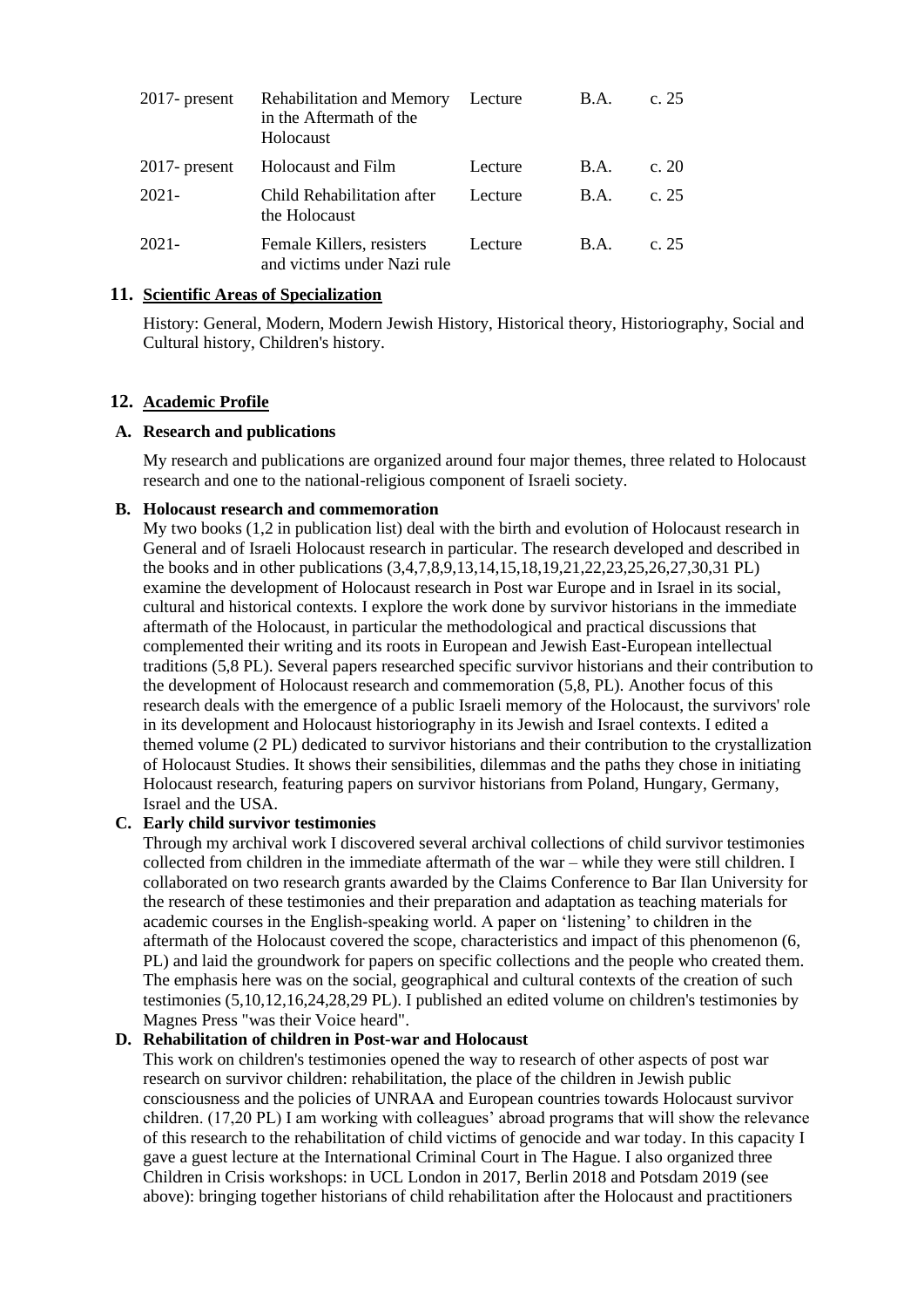| 2017- present | Rehabilitation and Memory in the Aftermath of the Holocaust | Lecture | B.A. | c. 25 |
|---|---|---|---|---|
| 2017- present | Holocaust and Film | Lecture | B.A. | c. 20 |
| 2021- | Child Rehabilitation after the Holocaust | Lecture | B.A. | c. 25 |
| 2021- | Female Killers, resisters and victims under Nazi rule | Lecture | B.A. | c. 25 |

## 11. Scientific Areas of Specialization

History: General, Modern, Modern Jewish History, Historical theory, Historiography, Social and Cultural history, Children's history.

## 12. Academic Profile

### A. Research and publications

My research and publications are organized around four major themes, three related to Holocaust research and one to the national-religious component of Israeli society.

### B. Holocaust research and commemoration

My two books (1,2 in publication list) deal with the birth and evolution of Holocaust research in General and of Israeli Holocaust research in particular. The research developed and described in the books and in other publications (3,4,7,8,9,13,14,15,18,19,21,22,23,25,26,27,30,31 PL) examine the development of Holocaust research in Post war Europe and in Israel in its social, cultural and historical contexts. I explore the work done by survivor historians in the immediate aftermath of the Holocaust, in particular the methodological and practical discussions that complemented their writing and its roots in European and Jewish East-European intellectual traditions (5,8 PL). Several papers researched specific survivor historians and their contribution to the development of Holocaust research and commemoration (5,8, PL). Another focus of this research deals with the emergence of a public Israeli memory of the Holocaust, the survivors' role in its development and Holocaust historiography in its Jewish and Israel contexts. I edited a themed volume (2 PL) dedicated to survivor historians and their contribution to the crystallization of Holocaust Studies. It shows their sensibilities, dilemmas and the paths they chose in initiating Holocaust research, featuring papers on survivor historians from Poland, Hungary, Germany, Israel and the USA.

### C. Early child survivor testimonies

Through my archival work I discovered several archival collections of child survivor testimonies collected from children in the immediate aftermath of the war – while they were still children. I collaborated on two research grants awarded by the Claims Conference to Bar Ilan University for the research of these testimonies and their preparation and adaptation as teaching materials for academic courses in the English-speaking world. A paper on 'listening' to children in the aftermath of the Holocaust covered the scope, characteristics and impact of this phenomenon (6, PL) and laid the groundwork for papers on specific collections and the people who created them. The emphasis here was on the social, geographical and cultural contexts of the creation of such testimonies (5,10,12,16,24,28,29 PL). I published an edited volume on children's testimonies by Magnes Press "was their Voice heard".

### D. Rehabilitation of children in Post-war and Holocaust

This work on children's testimonies opened the way to research of other aspects of post war research on survivor children: rehabilitation, the place of the children in Jewish public consciousness and the policies of UNRAA and European countries towards Holocaust survivor children. (17,20 PL) I am working with colleagues' abroad programs that will show the relevance of this research to the rehabilitation of child victims of genocide and war today. In this capacity I gave a guest lecture at the International Criminal Court in The Hague. I also organized three Children in Crisis workshops: in UCL London in 2017, Berlin 2018 and Potsdam 2019 (see above): bringing together historians of child rehabilitation after the Holocaust and practitioners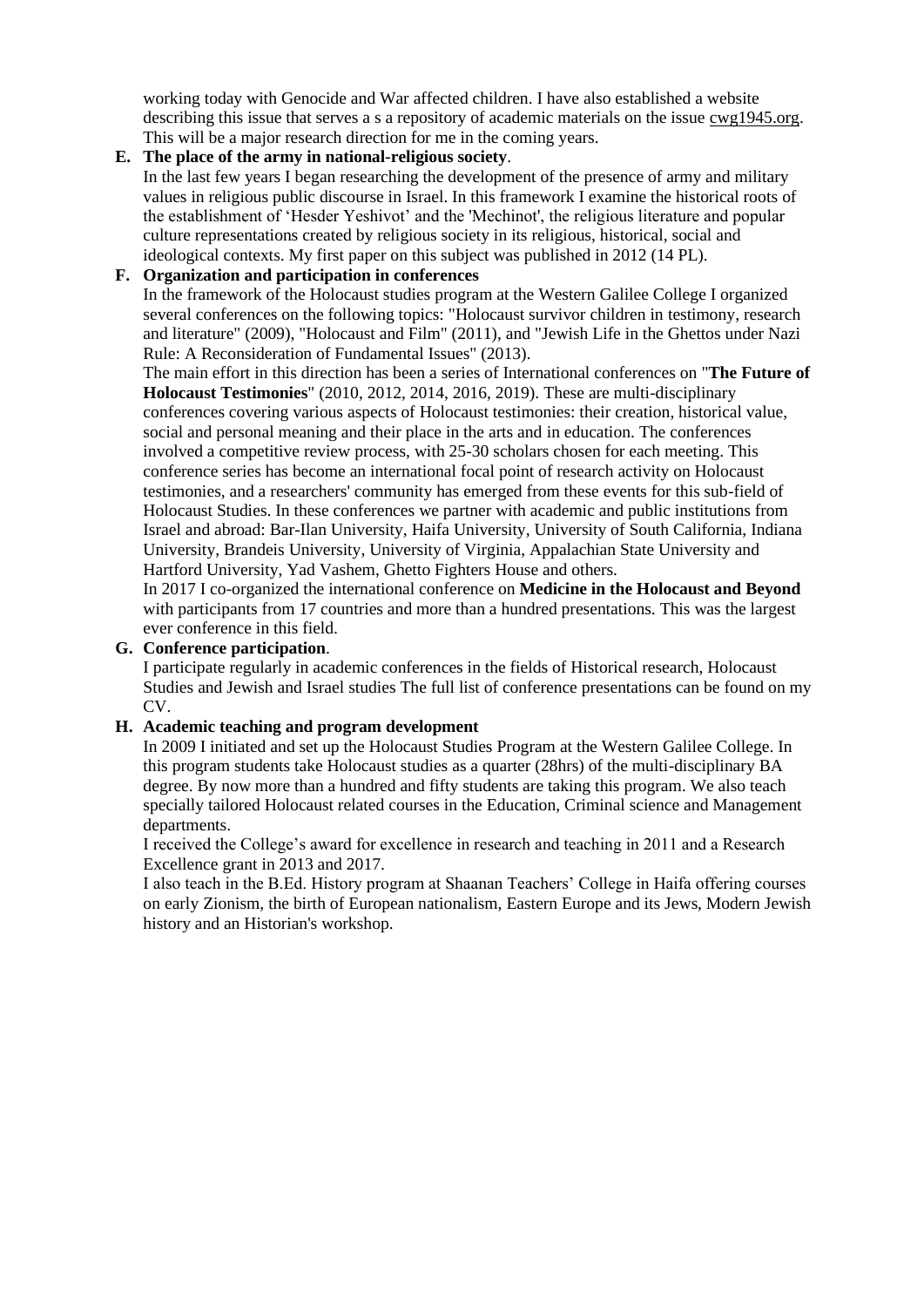working today with Genocide and War affected children. I have also established a website describing this issue that serves a s a repository of academic materials on the issue cwg1945.org. This will be a major research direction for me in the coming years.

**E. The place of the army in national-religious society**.

In the last few years I began researching the development of the presence of army and military values in religious public discourse in Israel. In this framework I examine the historical roots of the establishment of 'Hesder Yeshivot' and the 'Mechinot', the religious literature and popular culture representations created by religious society in its religious, historical, social and ideological contexts. My first paper on this subject was published in 2012 (14 PL).

**F. Organization and participation in conferences**

In the framework of the Holocaust studies program at the Western Galilee College I organized several conferences on the following topics: "Holocaust survivor children in testimony, research and literature" (2009), "Holocaust and Film" (2011), and "Jewish Life in the Ghettos under Nazi Rule: A Reconsideration of Fundamental Issues" (2013).

The main effort in this direction has been a series of International conferences on "**The Future of Holocaust Testimonies**" (2010, 2012, 2014, 2016, 2019). These are multi-disciplinary conferences covering various aspects of Holocaust testimonies: their creation, historical value, social and personal meaning and their place in the arts and in education. The conferences involved a competitive review process, with 25-30 scholars chosen for each meeting. This conference series has become an international focal point of research activity on Holocaust testimonies, and a researchers' community has emerged from these events for this sub-field of Holocaust Studies. In these conferences we partner with academic and public institutions from Israel and abroad: Bar-Ilan University, Haifa University, University of South California, Indiana University, Brandeis University, University of Virginia, Appalachian State University and Hartford University, Yad Vashem, Ghetto Fighters House and others.

In 2017 I co-organized the international conference on **Medicine in the Holocaust and Beyond** with participants from 17 countries and more than a hundred presentations. This was the largest ever conference in this field.

**G. Conference participation**.

I participate regularly in academic conferences in the fields of Historical research, Holocaust Studies and Jewish and Israel studies The full list of conference presentations can be found on my CV.

**H. Academic teaching and program development**

In 2009 I initiated and set up the Holocaust Studies Program at the Western Galilee College. In this program students take Holocaust studies as a quarter (28hrs) of the multi-disciplinary BA degree. By now more than a hundred and fifty students are taking this program. We also teach specially tailored Holocaust related courses in the Education, Criminal science and Management departments.

I received the College's award for excellence in research and teaching in 2011 and a Research Excellence grant in 2013 and 2017.

I also teach in the B.Ed. History program at Shaanan Teachers' College in Haifa offering courses on early Zionism, the birth of European nationalism, Eastern Europe and its Jews, Modern Jewish history and an Historian's workshop.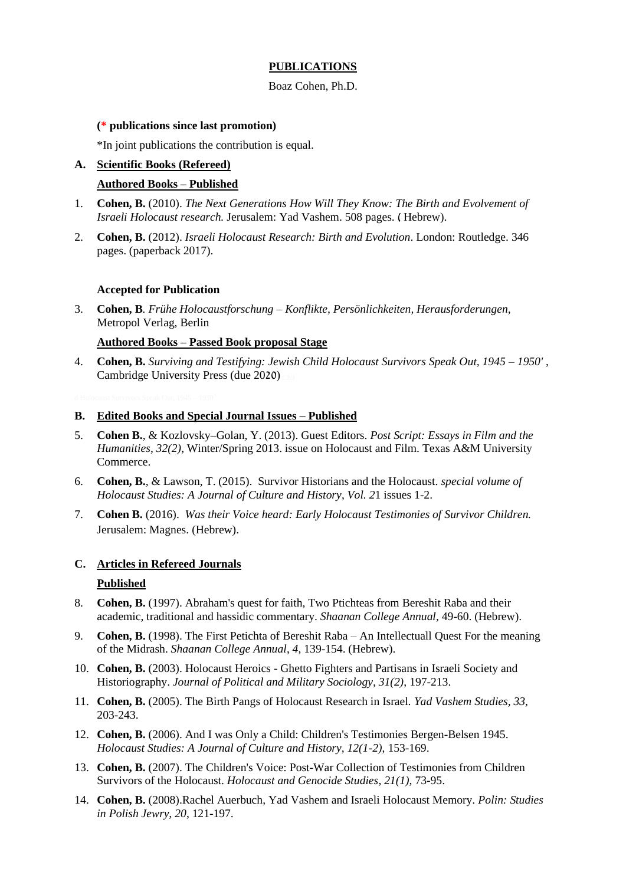**PUBLICATIONS**

Boaz Cohen, Ph.D.

**(* publications since last promotion)**

*In joint publications the contribution is equal.

## A. Scientific Books (Refereed)

### Authored Books – Published

1. **Cohen, B.** (2010). *The Next Generations How Will They Know: The Birth and Evolvement of Israeli Holocaust research.* Jerusalem: Yad Vashem. 508 pages. ( Hebrew).
2. **Cohen, B.** (2012). *Israeli Holocaust Research: Birth and Evolution*. London: Routledge. 346 pages. (paperback 2017).

### Accepted for Publication

3. **Cohen, B***. Frühe Holocaustforschung – Konflikte, Persönlichkeiten, Herausforderungen*, Metropol Verlag, Berlin

### Authored Books – Passed Book proposal Stage

4. **Cohen, B.** *Surviving and Testifying: Jewish Child Holocaust Survivors Speak Out, 1945 – 1950'* , Cambridge University Press (due 2020)

## B. Edited Books and Special Journal Issues – Published

5. **Cohen B.**, & Kozlovsky–Golan, Y. (2013). Guest Editors. *Post Script: Essays in Film and the Humanities*, *32(2)*, Winter/Spring 2013. issue on Holocaust and Film. Texas A&M University Commerce.
6. **Cohen, B.**, & Lawson, T. (2015). Survivor Historians and the Holocaust. *special volume of Holocaust Studies: A Journal of Culture and History*, *Vol. 2*1 issues 1-2.
7. **Cohen B.** (2016). *Was their Voice heard: Early Holocaust Testimonies of Survivor Children.* Jerusalem: Magnes. (Hebrew).

## C. Articles in Refereed Journals

### Published

8. **Cohen, B.** (1997). Abraham's quest for faith, Two Ptichteas from Bereshit Raba and their academic, traditional and hassidic commentary. *Shaanan College Annual*, 49-60. (Hebrew).
9. **Cohen, B.** (1998). The First Petichta of Bereshit Raba – An Intellectuall Quest For the meaning of the Midrash. *Shaanan College Annual*, *4*, 139-154. (Hebrew).
10. **Cohen, B.** (2003). Holocaust Heroics - Ghetto Fighters and Partisans in Israeli Society and Historiography. *Journal of Political and Military Sociology, 31(2)*, 197-213.
11. **Cohen, B.** (2005). The Birth Pangs of Holocaust Research in Israel. *Yad Vashem Studies*, *33*, 203-243.
12. **Cohen, B.** (2006). And I was Only a Child: Children's Testimonies Bergen-Belsen 1945. *Holocaust Studies: A Journal of Culture and History*, *12(1-2)*, 153-169.
13. **Cohen, B.** (2007). The Children's Voice: Post-War Collection of Testimonies from Children Survivors of the Holocaust. *Holocaust and Genocide Studies*, *21(1)*, 73-95.
14. **Cohen, B.** (2008).Rachel Auerbuch, Yad Vashem and Israeli Holocaust Memory. *Polin: Studies in Polish Jewry, 20*, 121-197.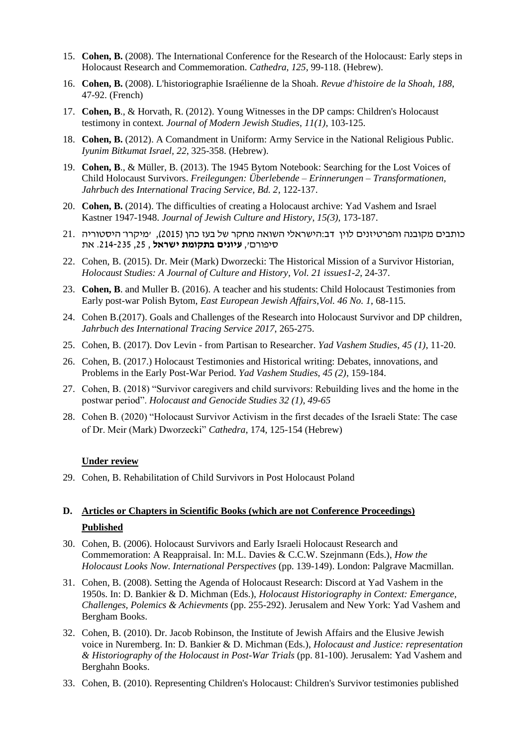15. **Cohen, B.** (2008). The International Conference for the Research of the Holocaust: Early steps in Holocaust Research and Commemoration. *Cathedra, 125*, 99-118. (Hebrew).

16. **Cohen, B.** (2008). L'historiographie Israélienne de la Shoah. *Revue d'histoire de la Shoah, 188*, 47-92. (French)

17. **Cohen, B**., & Horvath, R. (2012). Young Witnesses in the DP camps: Children's Holocaust testimony in context. *Journal of Modern Jewish Studies*, *11(1)*, 103-125.

18. **Cohen, B.** (2012). A Comandment in Uniform: Army Service in the National Religious Public. *Iyunim Bitkumat Israel, 22*, 325-358. (Hebrew).

19. **Cohen, B**., & Müller, B. (2013). The 1945 Bytom Notebook: Searching for the Lost Voices of Child Holocaust Survivors. *Freilegungen: Überlebende – Erinnerungen – Transformationen, Jahrbuch des International Tracing Service, Bd. 2*, 122-137.

20. **Cohen, B.** (2014). The difficulties of creating a Holocaust archive: Yad Vashem and Israel Kastner 1947-1948. *Journal of Jewish Culture and History*, *15(3)*, 173-187.

21. כותבים מקובנה והפרטיזנים לוין דב:הישראלי השואה מחקר של בעז כהן (2015), 'מיקרו' היסטוריה סיפורים', **עיונים בתקומת ישראל** , 25, 235-214. את

22. Cohen, B. (2015). Dr. Meir (Mark) Dworzecki: The Historical Mission of a Survivor Historian, *Holocaust Studies: A Journal of Culture and History, Vol. 21 issues1-2*, 24-37.

23. **Cohen, B**. and Muller B. (2016). A teacher and his students: Child Holocaust Testimonies from Early post-war Polish Bytom, *East European Jewish Affairs*,*Vol. 46 No. 1*, 68-115.

24. Cohen B.(2017). Goals and Challenges of the Research into Holocaust Survivor and DP children, *Jahrbuch des International Tracing Service 2017*, 265-275.

25. Cohen, B. (2017). Dov Levin - from Partisan to Researcher. *Yad Vashem Studies*, *45 (1)*, 11-20.

26. Cohen, B. (2017.) Holocaust Testimonies and Historical writing: Debates, innovations, and Problems in the Early Post-War Period. *Yad Vashem Studies*, *45 (2)*, 159-184.

27. Cohen, B. (2018) "Survivor caregivers and child survivors: Rebuilding lives and the home in the postwar period". *Holocaust and Genocide Studies 32 (1), 49-65*

28. Cohen B. (2020) "Holocaust Survivor Activism in the first decades of the Israeli State: The case of Dr. Meir (Mark) Dworzecki" *Cathedra*, 174, 125-154 (Hebrew)

**Under review**

29. Cohen, B. Rehabilitation of Child Survivors in Post Holocaust Poland

### D. Articles or Chapters in Scientific Books (which are not Conference Proceedings)

**Published**

30. Cohen, B. (2006). Holocaust Survivors and Early Israeli Holocaust Research and Commemoration: A Reappraisal. In: M.L. Davies & C.C.W. Szejnmann (Eds.), *How the Holocaust Looks Now. International Perspectives* (pp. 139-149). London: Palgrave Macmillan.

31. Cohen, B. (2008). Setting the Agenda of Holocaust Research: Discord at Yad Vashem in the 1950s. In: D. Bankier & D. Michman (Eds.), *Holocaust Historiography in Context: Emergance, Challenges, Polemics & Achievments* (pp. 255-292). Jerusalem and New York: Yad Vashem and Bergham Books.

32. Cohen, B. (2010). Dr. Jacob Robinson, the Institute of Jewish Affairs and the Elusive Jewish voice in Nuremberg. In: D. Bankier & D. Michman (Eds.), *Holocaust and Justice: representation & Historiography of the Holocaust in Post-War Trials* (pp. 81-100). Jerusalem: Yad Vashem and Berghahn Books.

33. Cohen, B. (2010). Representing Children's Holocaust: Children's Survivor testimonies published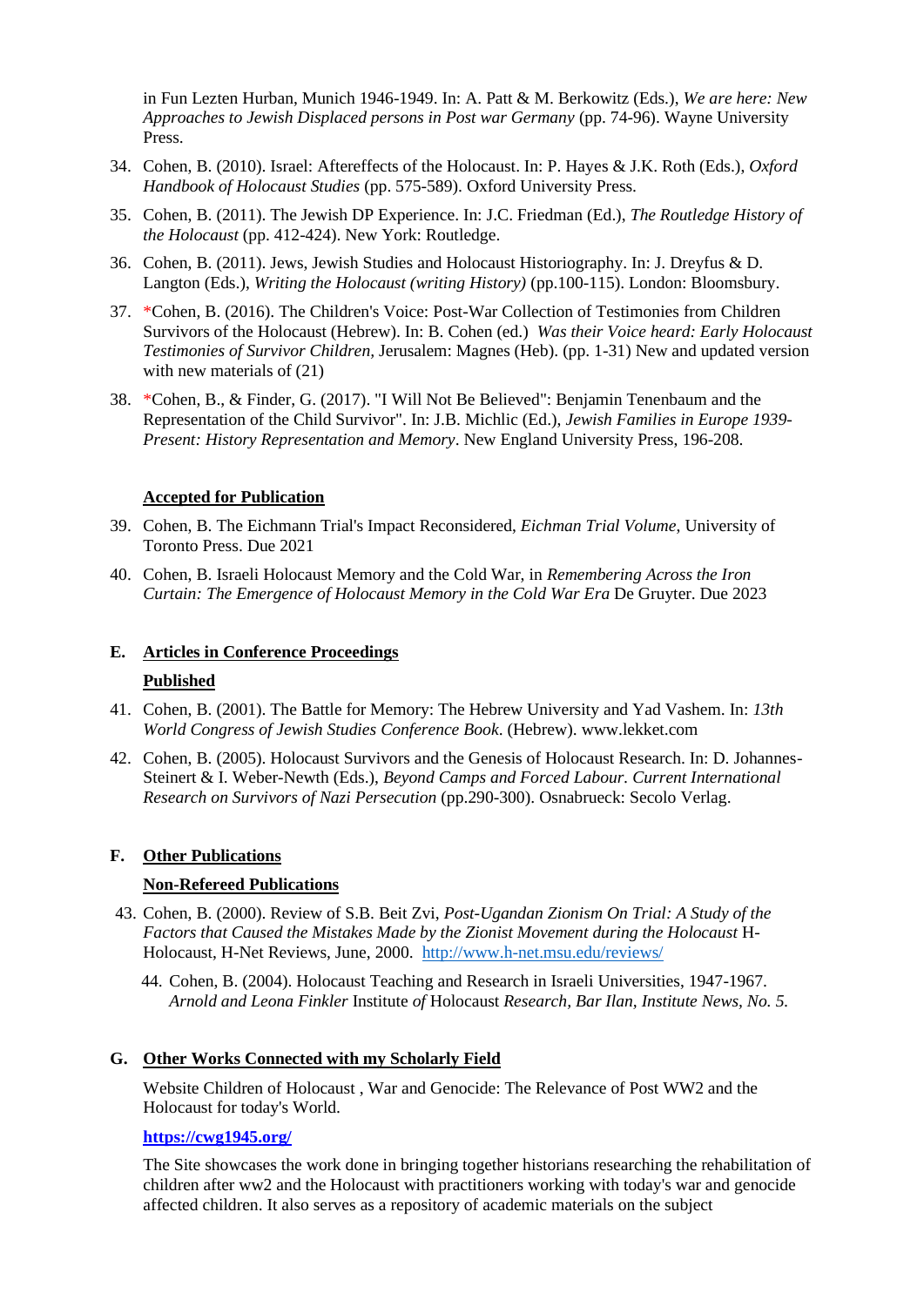in Fun Lezten Hurban, Munich 1946-1949. In: A. Patt & M. Berkowitz (Eds.), *We are here: New Approaches to Jewish Displaced persons in Post war Germany* (pp. 74-96). Wayne University Press.

34. Cohen, B. (2010). Israel: Aftereffects of the Holocaust. In: P. Hayes & J.K. Roth (Eds.), *Oxford Handbook of Holocaust Studies* (pp. 575-589). Oxford University Press.
35. Cohen, B. (2011). The Jewish DP Experience. In: J.C. Friedman (Ed.), *The Routledge History of the Holocaust* (pp. 412-424). New York: Routledge.
36. Cohen, B. (2011). Jews, Jewish Studies and Holocaust Historiography. In: J. Dreyfus & D. Langton (Eds.), *Writing the Holocaust (writing History)* (pp.100-115). London: Bloomsbury.
37. *Cohen, B. (2016). The Children's Voice: Post-War Collection of Testimonies from Children Survivors of the Holocaust (Hebrew). In: B. Cohen (ed.) *Was their Voice heard: Early Holocaust Testimonies of Survivor Children*, Jerusalem: Magnes (Heb). (pp. 1-31) New and updated version with new materials of (21)
38. *Cohen, B., & Finder, G. (2017). "I Will Not Be Believed": Benjamin Tenenbaum and the Representation of the Child Survivor". In: J.B. Michlic (Ed.), *Jewish Families in Europe 1939-Present: History Representation and Memory*. New England University Press, 196-208.

**Accepted for Publication**

39. Cohen, B. The Eichmann Trial's Impact Reconsidered, *Eichman Trial Volume*, University of Toronto Press. Due 2021
40. Cohen, B. Israeli Holocaust Memory and the Cold War, in *Remembering Across the Iron Curtain: The Emergence of Holocaust Memory in the Cold War Era* De Gruyter. Due 2023

## E. Articles in Conference Proceedings

**Published**

41. Cohen, B. (2001). The Battle for Memory: The Hebrew University and Yad Vashem. In: *13th World Congress of Jewish Studies Conference Book*. (Hebrew). www.lekket.com
42. Cohen, B. (2005). Holocaust Survivors and the Genesis of Holocaust Research. In: D. Johannes-Steinert & I. Weber-Newth (Eds.), *Beyond Camps and Forced Labour. Current International Research on Survivors of Nazi Persecution* (pp.290-300). Osnabrueck: Secolo Verlag.

## F. Other Publications

**Non-Refereed Publications**

43. Cohen, B. (2000). Review of S.B. Beit Zvi, *Post-Ugandan Zionism On Trial: A Study of the Factors that Caused the Mistakes Made by the Zionist Movement during the Holocaust* H-Holocaust, H-Net Reviews, June, 2000. http://www.h-net.msu.edu/reviews/
44. Cohen, B. (2004). Holocaust Teaching and Research in Israeli Universities, 1947-1967. *Arnold and Leona Finkler* Institute *of* Holocaust *Research, Bar Ilan, Institute News, No. 5.*

## G. Other Works Connected with my Scholarly Field

Website Children of Holocaust , War and Genocide: The Relevance of Post WW2 and the Holocaust for today's World.

**https://cwg1945.org/**

The Site showcases the work done in bringing together historians researching the rehabilitation of children after ww2 and the Holocaust with practitioners working with today's war and genocide affected children. It also serves as a repository of academic materials on the subject